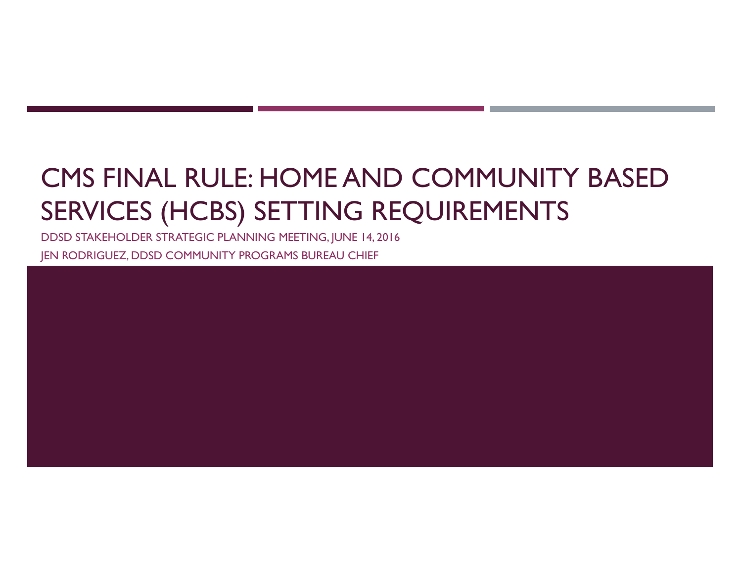# CMS FINAL RULE: HOME AND COMMUNITY BASED SERVICES (HCBS) SETTING REQUIREMENTS

DDSD STAKEHOLDER STRATEGIC PLANNING MEETING, JUNE 14, 2016

JEN RODRIGUEZ, DDSD COMMUNITY PROGRAMS BUREAU CHIEF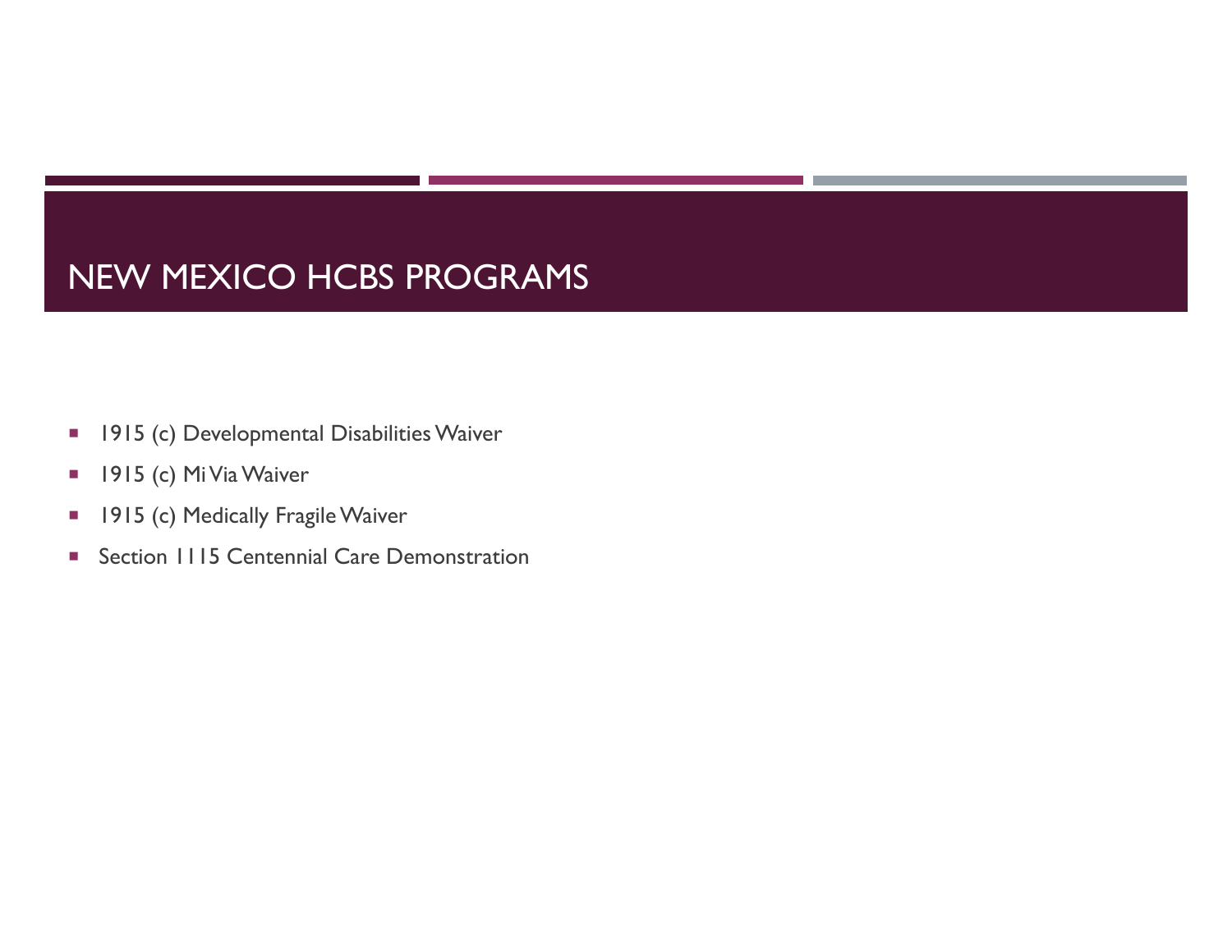# NEW MEXICO HCBS PROGRAMS

- 1915 (c) Developmental Disabilities Waiver
- 1915 (c) Mi Via Waiver
- 1915 (c) Medically Fragile Waiver
- Section 1115 Centennial Care Demonstration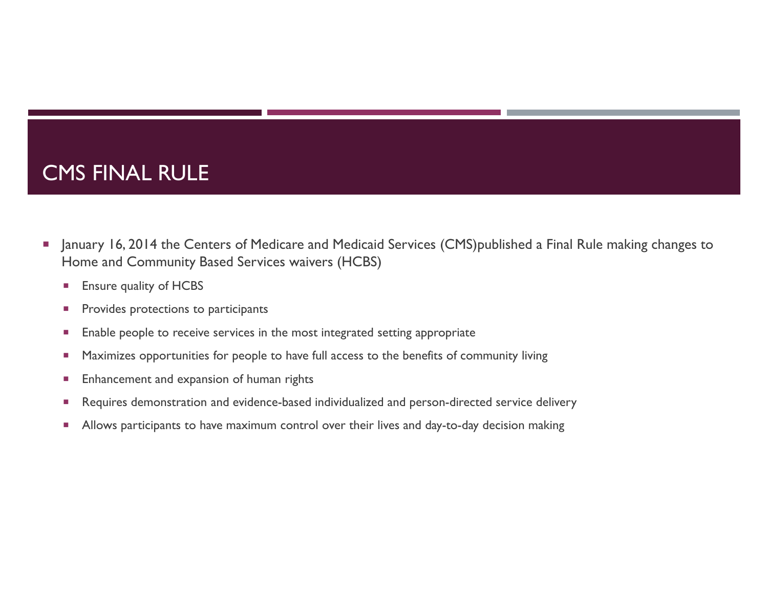# CMS FINAL RULE

- January 16, 2014 the Centers of Medicare and Medicaid Services (CMS)published a Final Rule making changes to Home and Community Based Services waivers (HCBS)
  - Ensure quality of HCBS
  - Provides protections to participants
  - Enable people to receive services in the most integrated setting appropriate
  - Maximizes opportunities for people to have full access to the benefits of community living
  - Enhancement and expansion of human rights
  - Requires demonstration and evidence-based individualized and person-directed service delivery
  - Allows participants to have maximum control over their lives and day-to-day decision making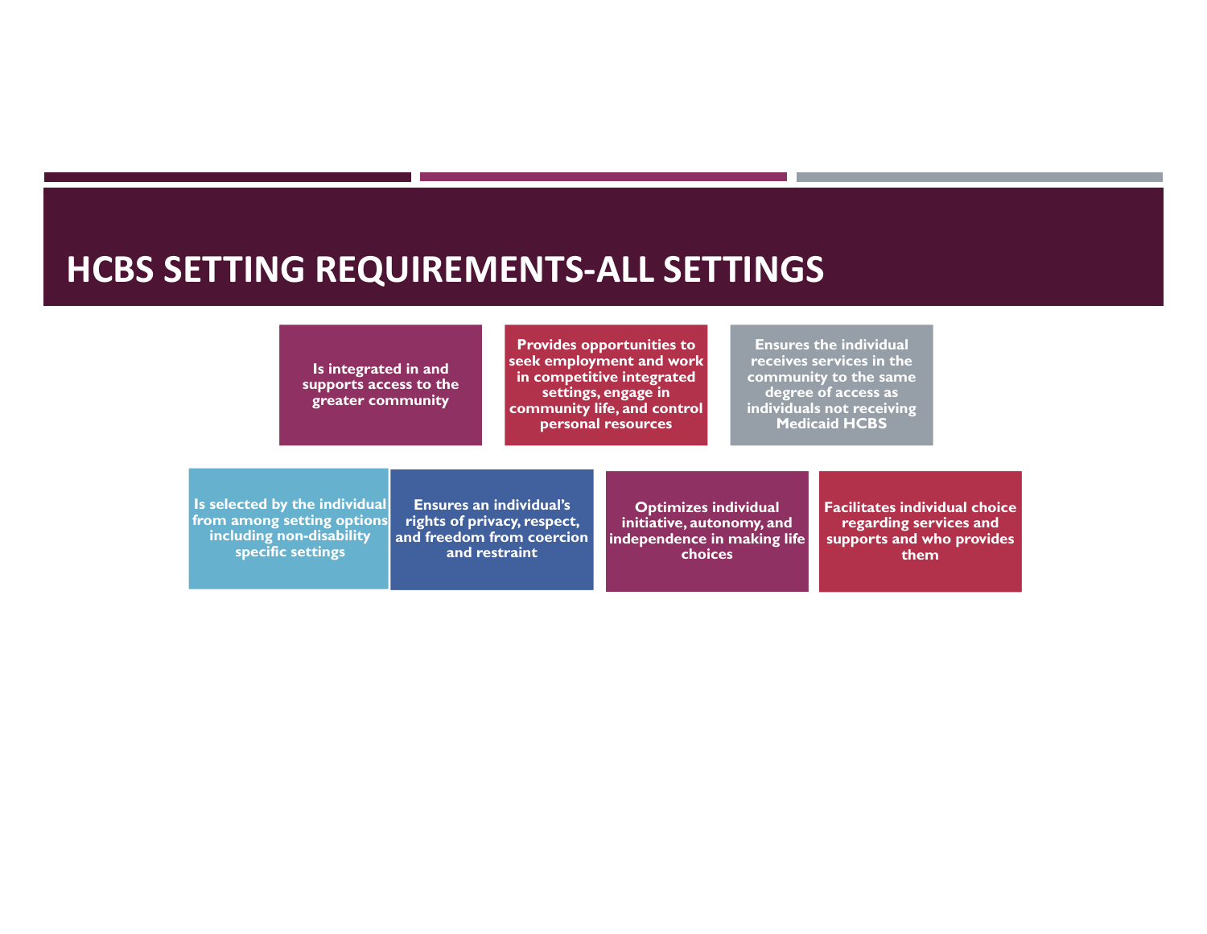# HCBS SETTING REQUIREMENTS-ALL SETTINGS

- Is integrated in and supports access to the greater community
- Provides opportunities to seek employment and work in competitive integrated settings, engage in community life, and control personal resources
- Ensures the individual receives services in the community to the same degree of access as individuals not receiving Medicaid HCBS
- Is selected by the individual from among setting options including non-disability specific settings
- Ensures an individual's rights of privacy, respect, and freedom from coercion and restraint
- Optimizes individual initiative, autonomy, and independence in making life choices
- Facilitates individual choice regarding services and supports and who provides them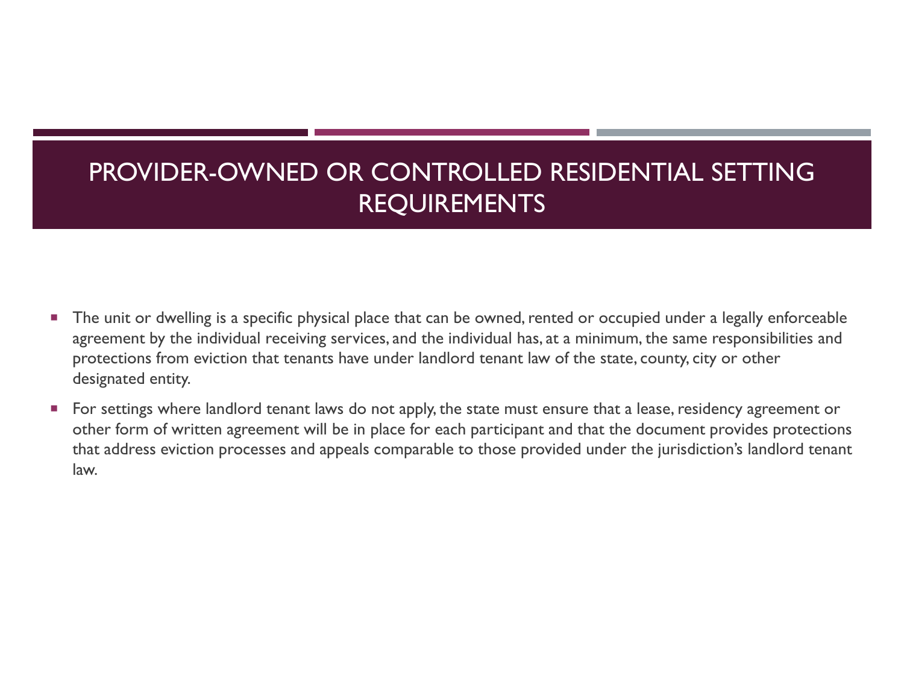# PROVIDER-OWNED OR CONTROLLED RESIDENTIAL SETTING REQUIREMENTS

- The unit or dwelling is a specific physical place that can be owned, rented or occupied under a legally enforceable agreement by the individual receiving services, and the individual has, at a minimum, the same responsibilities and protections from eviction that tenants have under landlord tenant law of the state, county, city or other designated entity.
- For settings where landlord tenant laws do not apply, the state must ensure that a lease, residency agreement or other form of written agreement will be in place for each participant and that the document provides protections that address eviction processes and appeals comparable to those provided under the jurisdiction's landlord tenant law.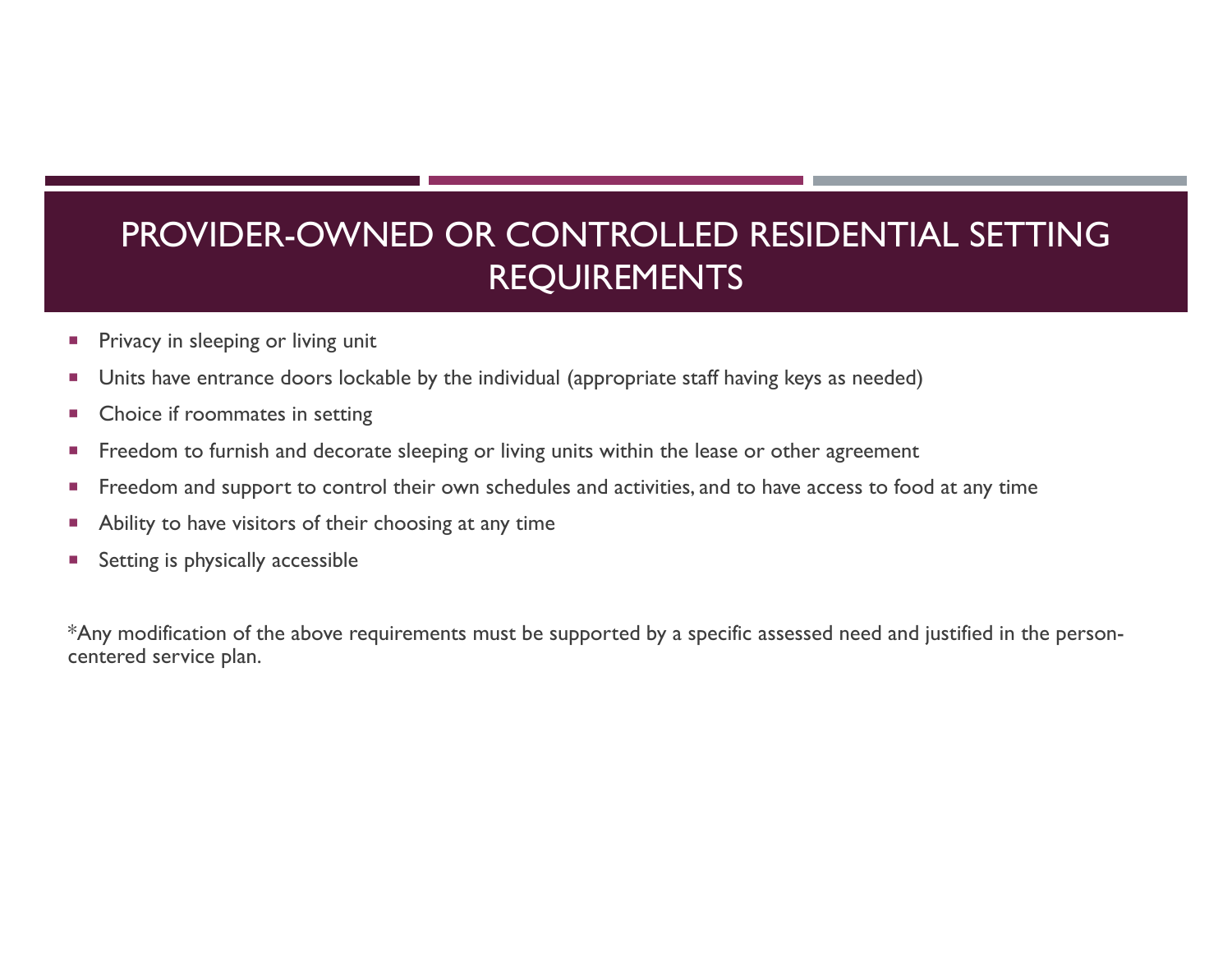# PROVIDER-OWNED OR CONTROLLED RESIDENTIAL SETTING REQUIREMENTS

- Privacy in sleeping or living unit
- Units have entrance doors lockable by the individual (appropriate staff having keys as needed)
- Choice if roommates in setting
- Freedom to furnish and decorate sleeping or living units within the lease or other agreement
- Freedom and support to control their own schedules and activities, and to have access to food at any time
- Ability to have visitors of their choosing at any time
- Setting is physically accessible

*Any modification of the above requirements must be supported by a specific assessed need and justified in the person-centered service plan.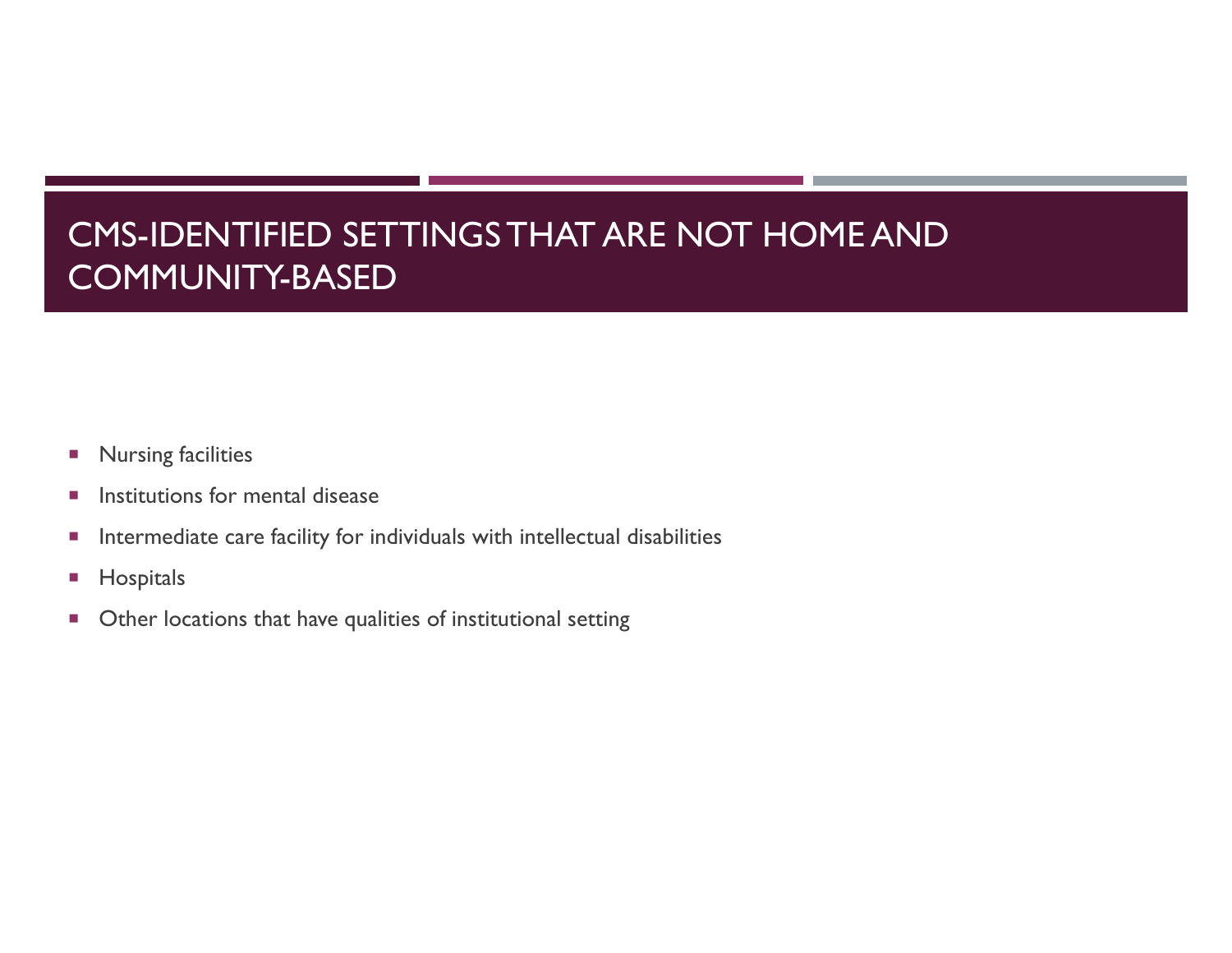# CMS-IDENTIFIED SETTINGS THAT ARE NOT HOME AND COMMUNITY-BASED

- Nursing facilities
- Institutions for mental disease
- Intermediate care facility for individuals with intellectual disabilities
- Hospitals
- Other locations that have qualities of institutional setting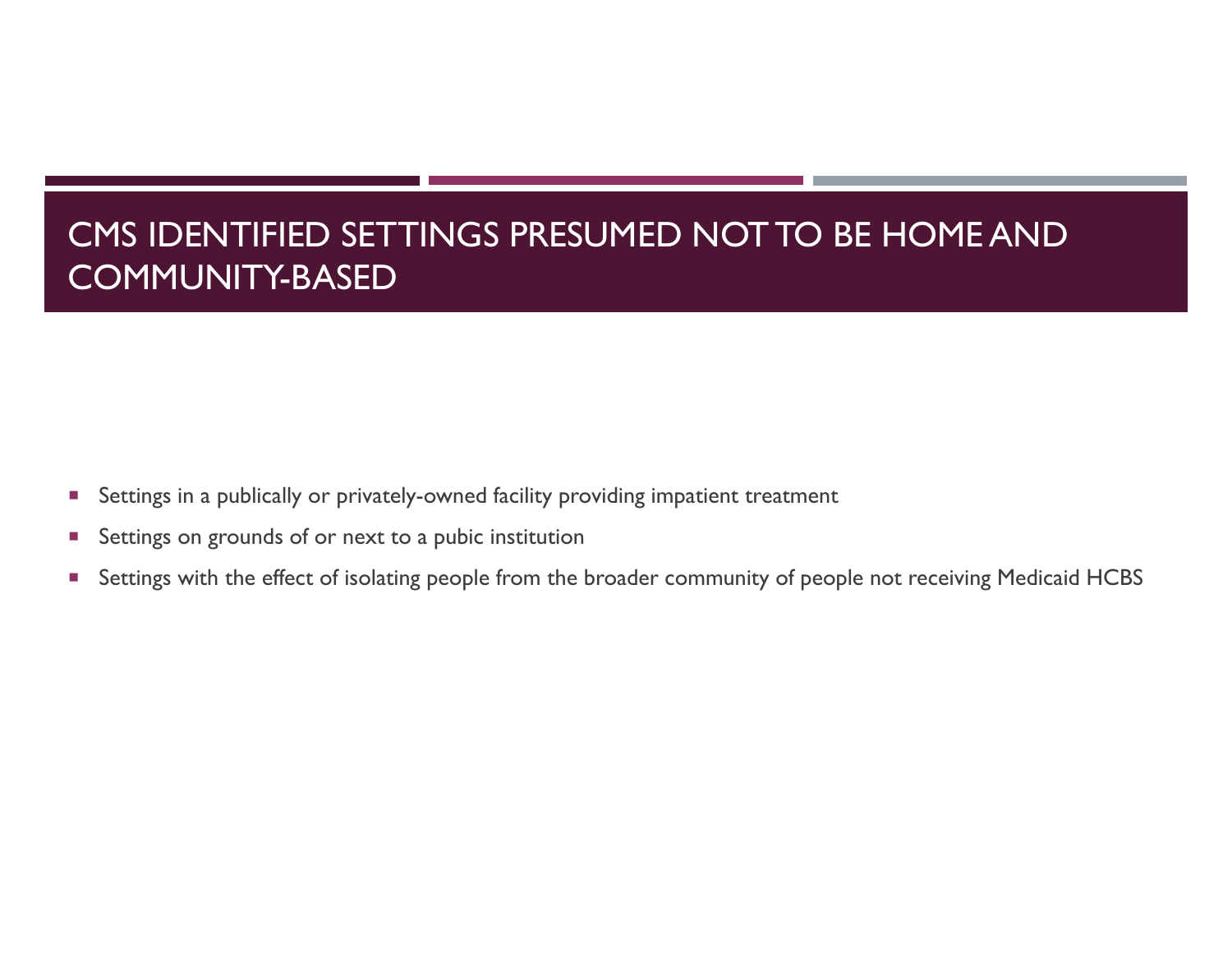# CMS IDENTIFIED SETTINGS PRESUMED NOT TO BE HOME AND COMMUNITY-BASED

- Settings in a publically or privately-owned facility providing impatient treatment
- Settings on grounds of or next to a pubic institution
- Settings with the effect of isolating people from the broader community of people not receiving Medicaid HCBS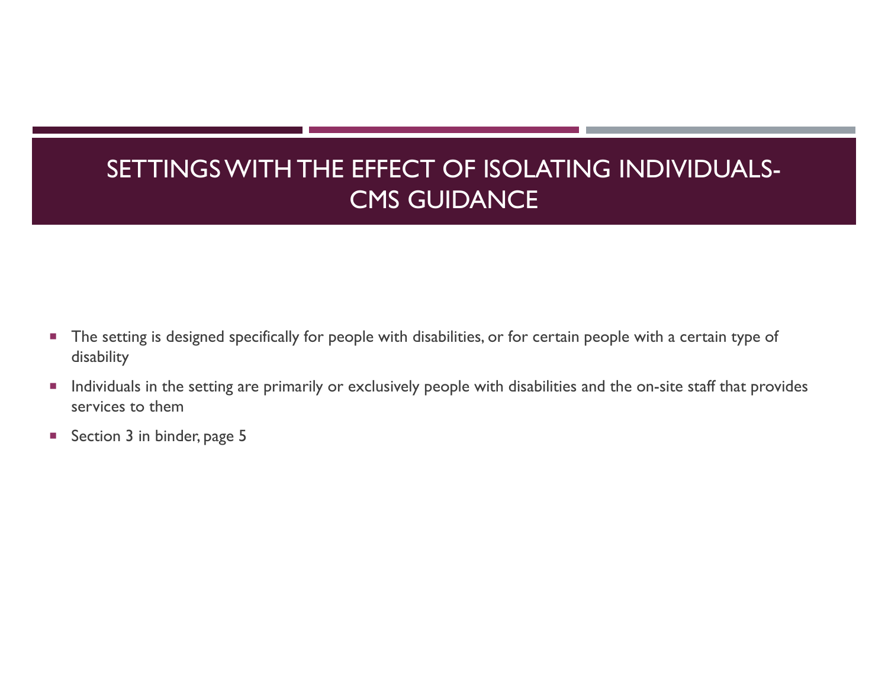# SETTINGS WITH THE EFFECT OF ISOLATING INDIVIDUALS-CMS GUIDANCE

- The setting is designed specifically for people with disabilities, or for certain people with a certain type of disability
- Individuals in the setting are primarily or exclusively people with disabilities and the on-site staff that provides services to them
- Section 3 in binder, page 5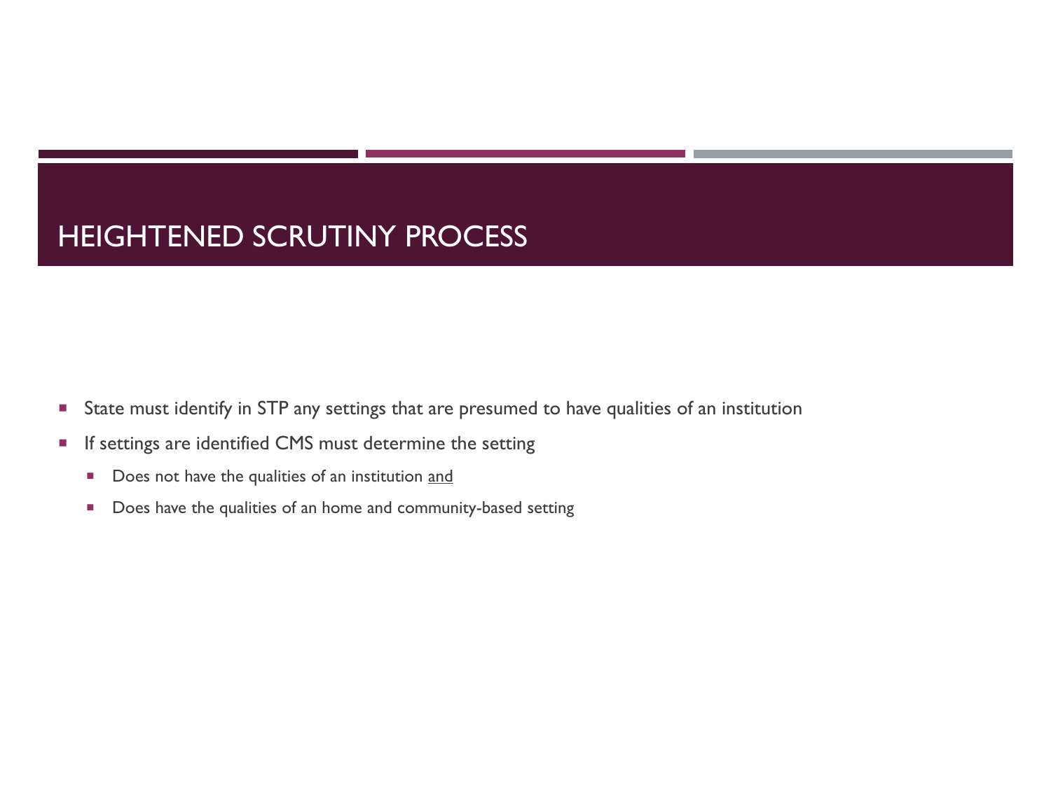# HEIGHTENED SCRUTINY PROCESS

- State must identify in STP any settings that are presumed to have qualities of an institution
- If settings are identified CMS must determine the setting
  - Does not have the qualities of an institution <u>and</u>
  - Does have the qualities of an home and community-based setting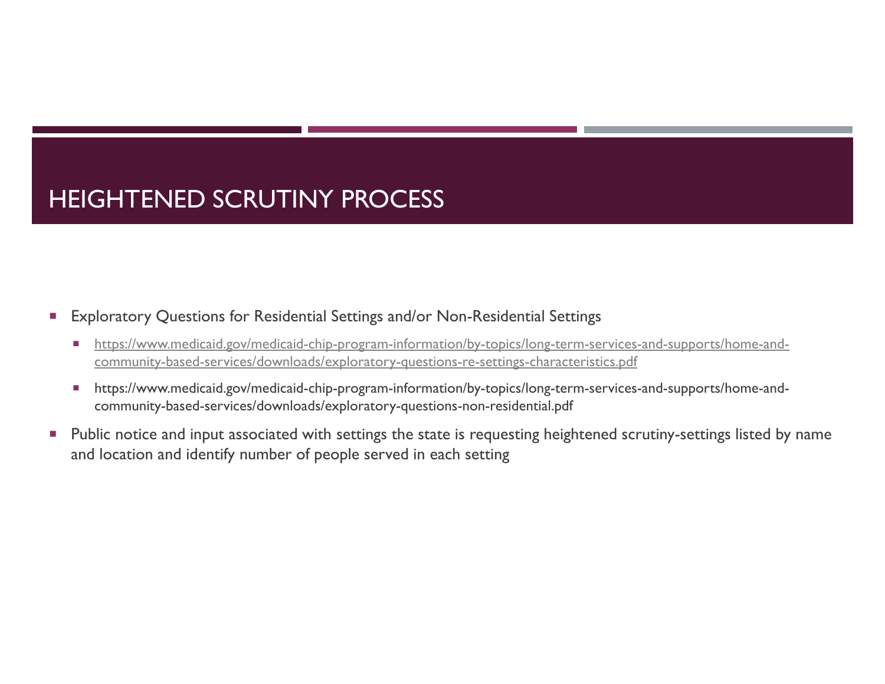# HEIGHTENED SCRUTINY PROCESS

- Exploratory Questions for Residential Settings and/or Non-Residential Settings
  - https://www.medicaid.gov/medicaid-chip-program-information/by-topics/long-term-services-and-supports/home-and-community-based-services/downloads/exploratory-questions-re-settings-characteristics.pdf
  - https://www.medicaid.gov/medicaid-chip-program-information/by-topics/long-term-services-and-supports/home-and-community-based-services/downloads/exploratory-questions-non-residential.pdf
- Public notice and input associated with settings the state is requesting heightened scrutiny-settings listed by name and location and identify number of people served in each setting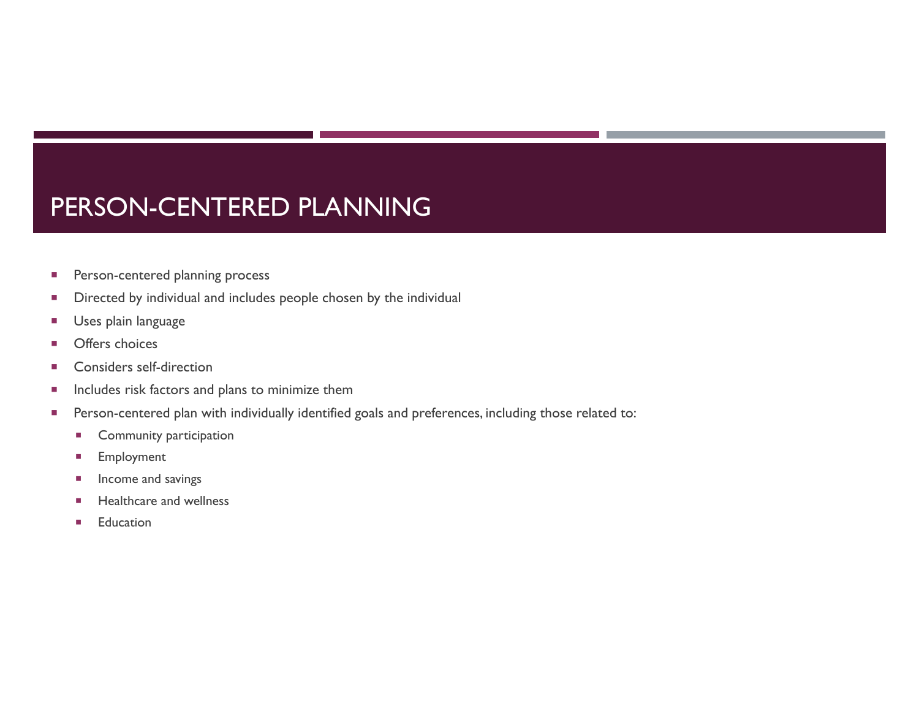# PERSON-CENTERED PLANNING

- Person-centered planning process
- Directed by individual and includes people chosen by the individual
- Uses plain language
- Offers choices
- Considers self-direction
- Includes risk factors and plans to minimize them
- Person-centered plan with individually identified goals and preferences, including those related to:
  - Community participation
  - Employment
  - Income and savings
  - Healthcare and wellness
  - Education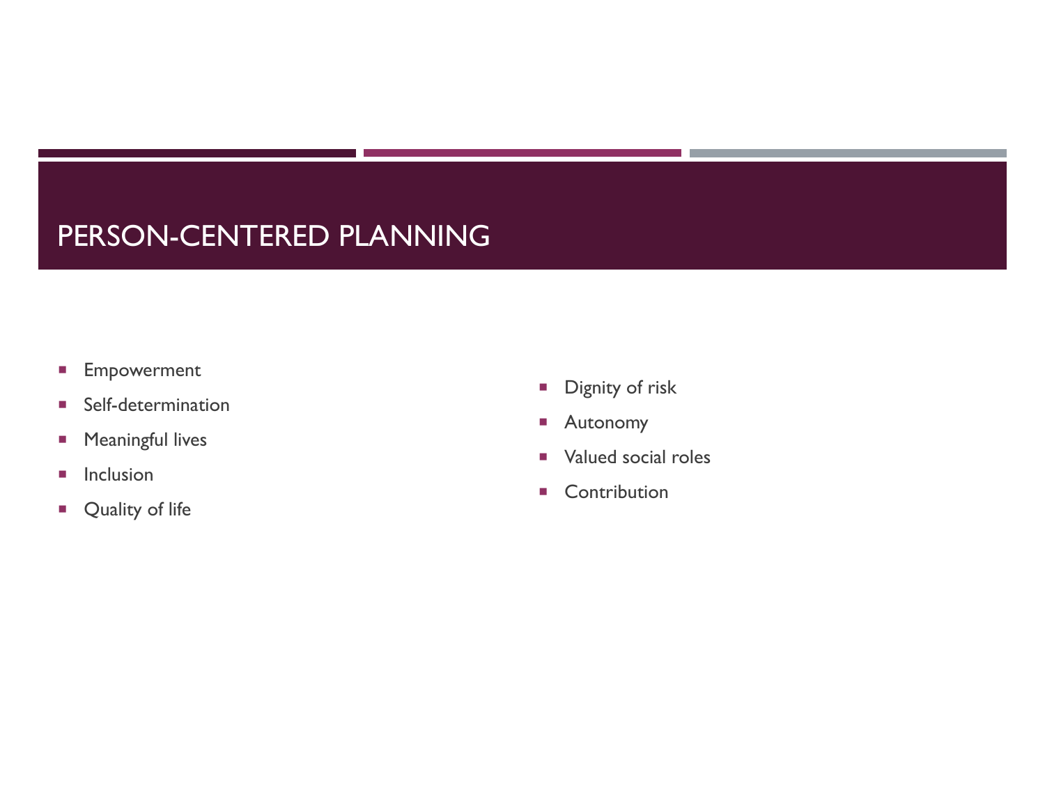# PERSON-CENTERED PLANNING

- Empowerment
- Self-determination
- Meaningful lives
- Inclusion
- Quality of life
- Dignity of risk
- Autonomy
- Valued social roles
- Contribution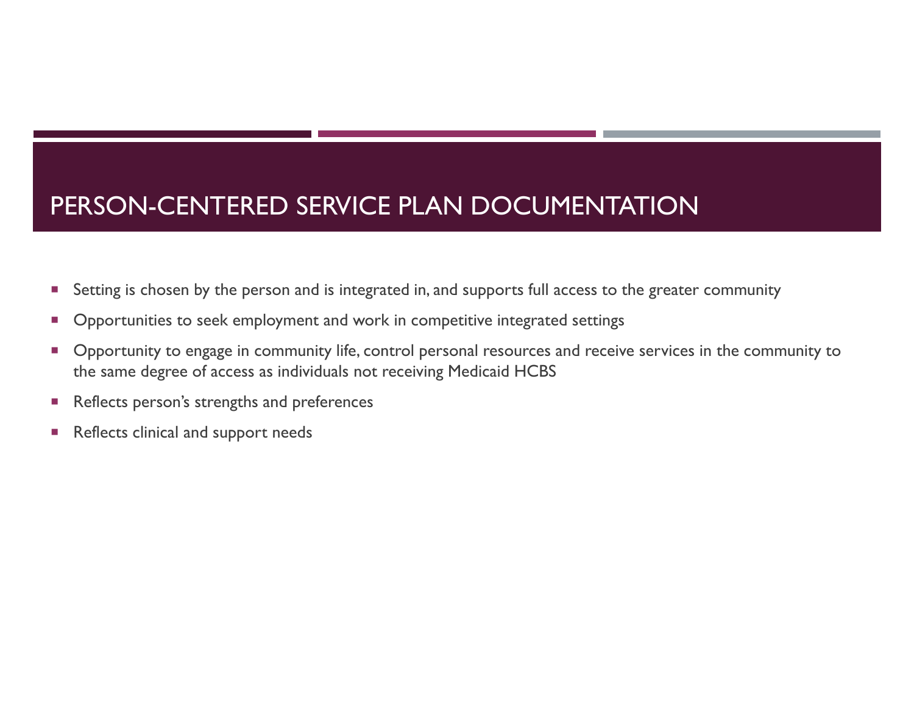# PERSON-CENTERED SERVICE PLAN DOCUMENTATION

- Setting is chosen by the person and is integrated in, and supports full access to the greater community
- Opportunities to seek employment and work in competitive integrated settings
- Opportunity to engage in community life, control personal resources and receive services in the community to the same degree of access as individuals not receiving Medicaid HCBS
- Reflects person's strengths and preferences
- Reflects clinical and support needs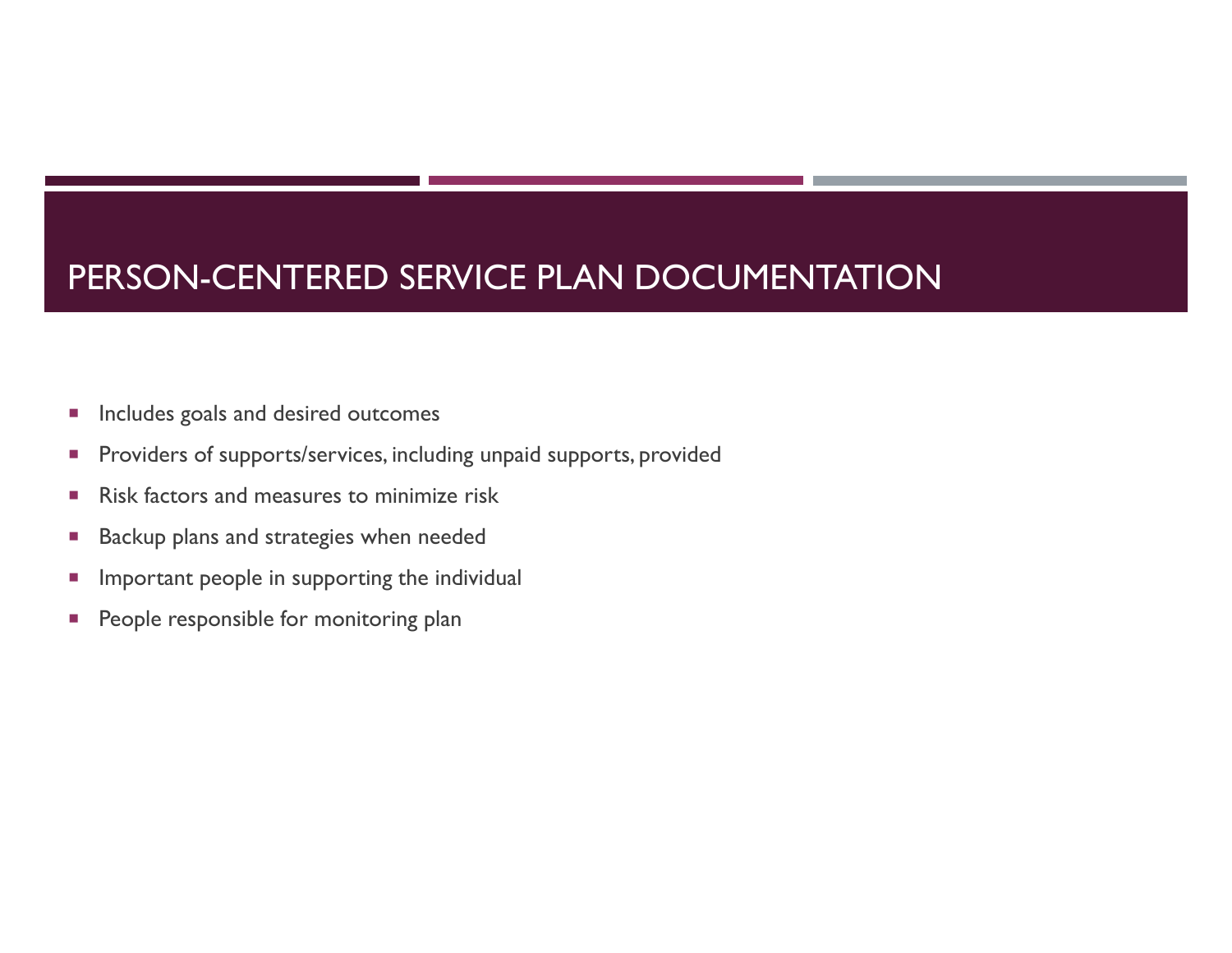# PERSON-CENTERED SERVICE PLAN DOCUMENTATION

- Includes goals and desired outcomes
- Providers of supports/services, including unpaid supports, provided
- Risk factors and measures to minimize risk
- Backup plans and strategies when needed
- Important people in supporting the individual
- People responsible for monitoring plan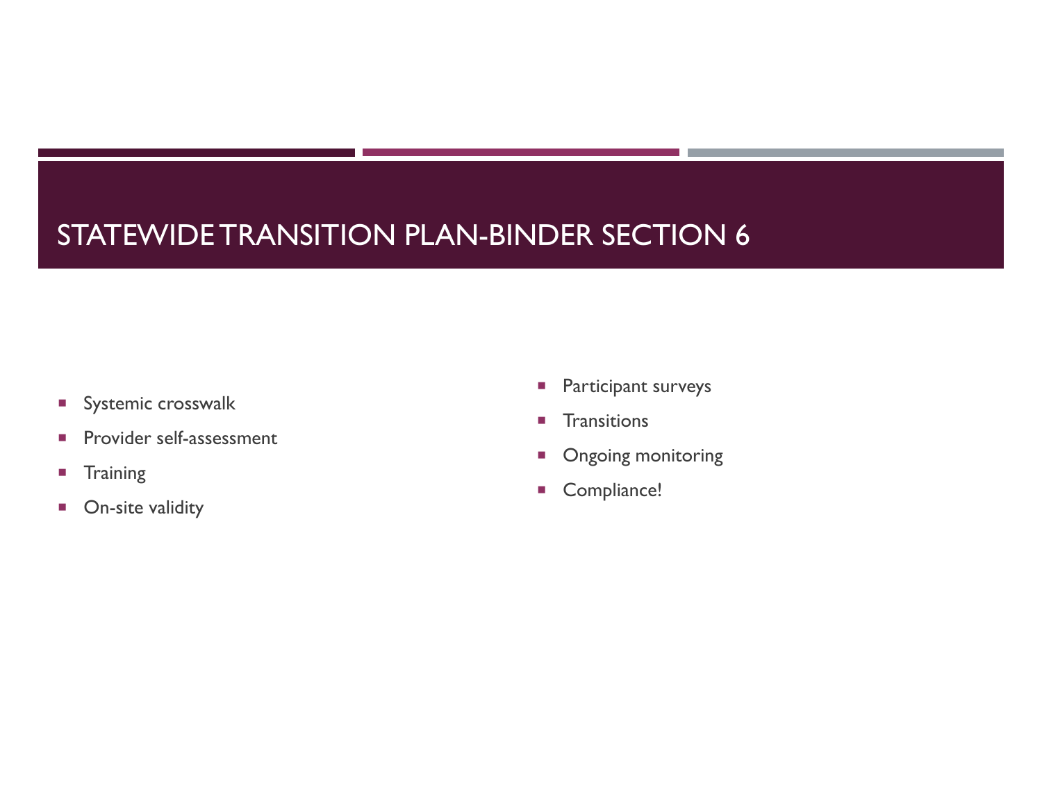# STATEWIDE TRANSITION PLAN-BINDER SECTION 6

- Systemic crosswalk
- Provider self-assessment
- Training
- On-site validity
- Participant surveys
- Transitions
- Ongoing monitoring
- Compliance!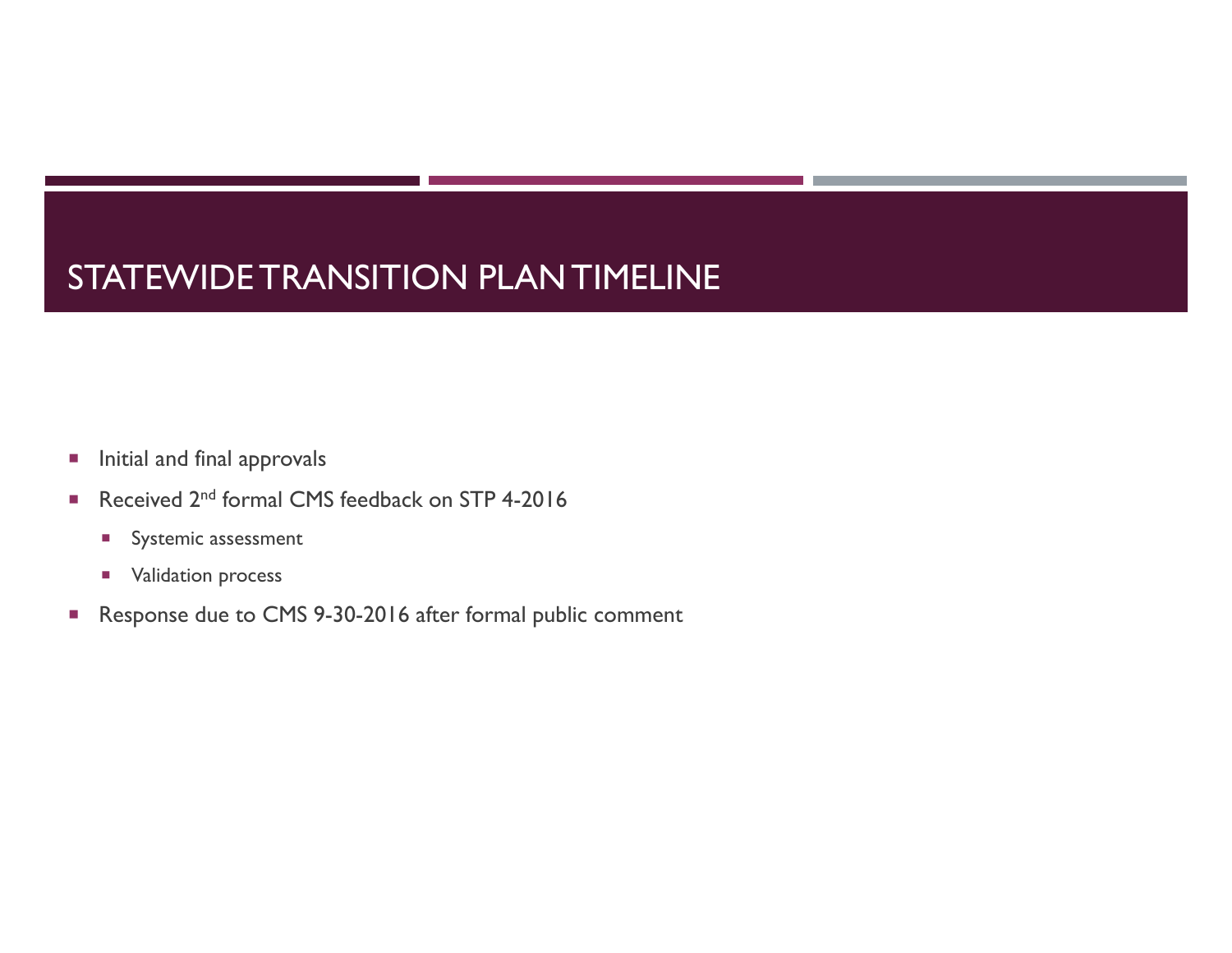# STATEWIDE TRANSITION PLAN TIMELINE

- Initial and final approvals
- Received 2nd formal CMS feedback on STP 4-2016
  - Systemic assessment
  - Validation process
- Response due to CMS 9-30-2016 after formal public comment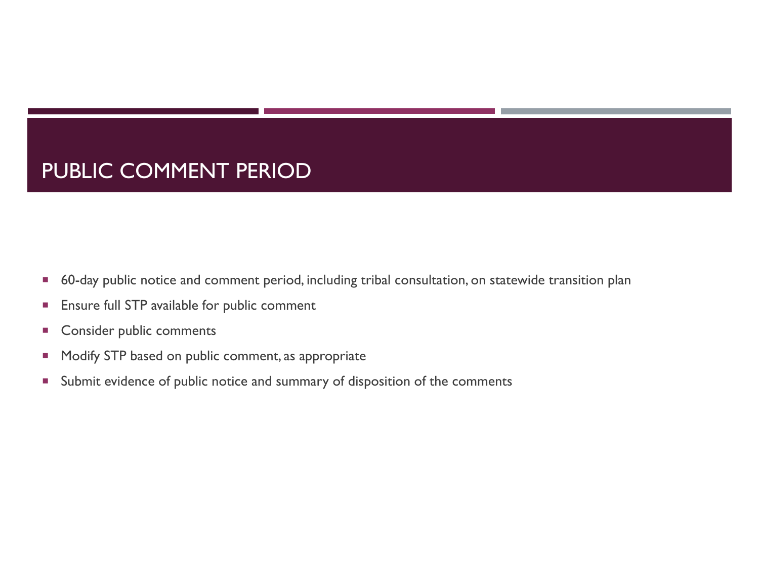# PUBLIC COMMENT PERIOD

- 60-day public notice and comment period, including tribal consultation, on statewide transition plan
- Ensure full STP available for public comment
- Consider public comments
- Modify STP based on public comment, as appropriate
- Submit evidence of public notice and summary of disposition of the comments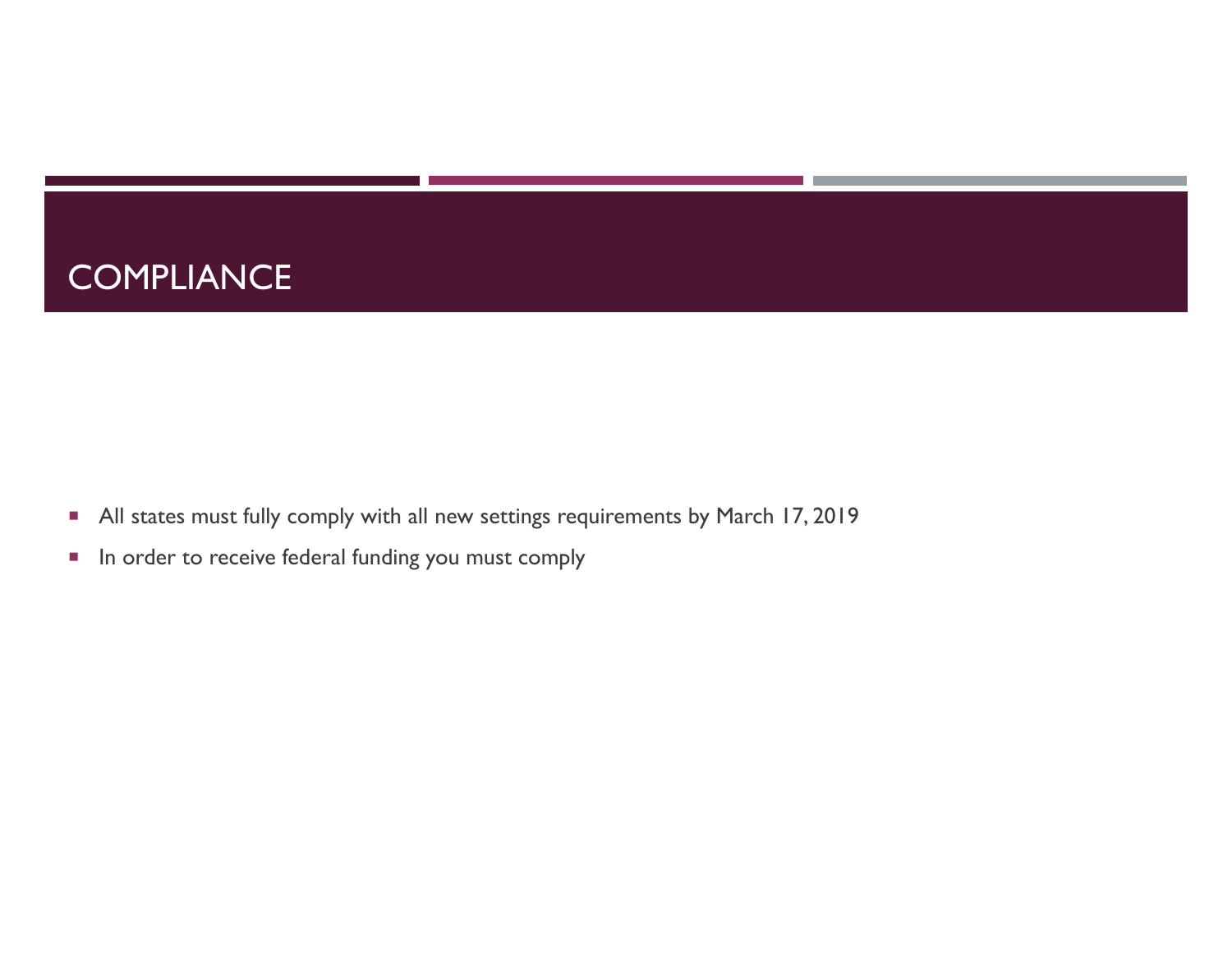# COMPLIANCE

- All states must fully comply with all new settings requirements by March 17, 2019
- In order to receive federal funding you must comply